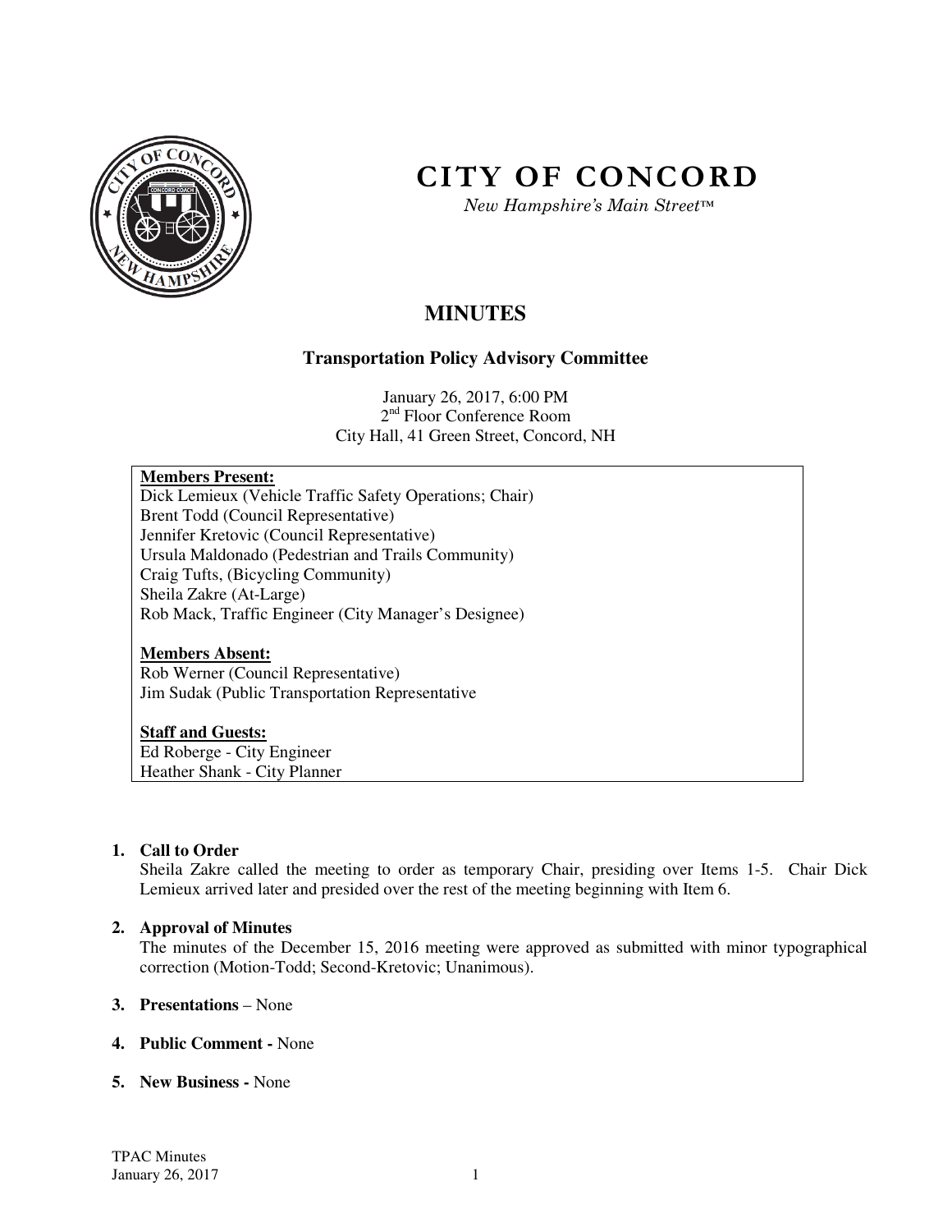# CITY OF CONCORD

*New Hampshire's Main Street™*

## MINUTES

### Transportation Policy Advisory Committee

January 26, 2017, 6:00 PM
2nd Floor Conference Room
City Hall, 41 Green Street, Concord, NH

**Members Present:**
Dick Lemieux (Vehicle Traffic Safety Operations; Chair)
Brent Todd (Council Representative)
Jennifer Kretovic (Council Representative)
Ursula Maldonado (Pedestrian and Trails Community)
Craig Tufts, (Bicycling Community)
Sheila Zakre (At-Large)
Rob Mack, Traffic Engineer (City Manager's Designee)

**Members Absent:**
Rob Werner (Council Representative)
Jim Sudak (Public Transportation Representative

**Staff and Guests:**
Ed Roberge - City Engineer
Heather Shank - City Planner

1. **Call to Order**
   Sheila Zakre called the meeting to order as temporary Chair, presiding over Items 1-5. Chair Dick Lemieux arrived later and presided over the rest of the meeting beginning with Item 6.

2. **Approval of Minutes**
   The minutes of the December 15, 2016 meeting were approved as submitted with minor typographical correction (Motion-Todd; Second-Kretovic; Unanimous).

3. **Presentations** – None

4. **Public Comment -** None

5. **New Business -** None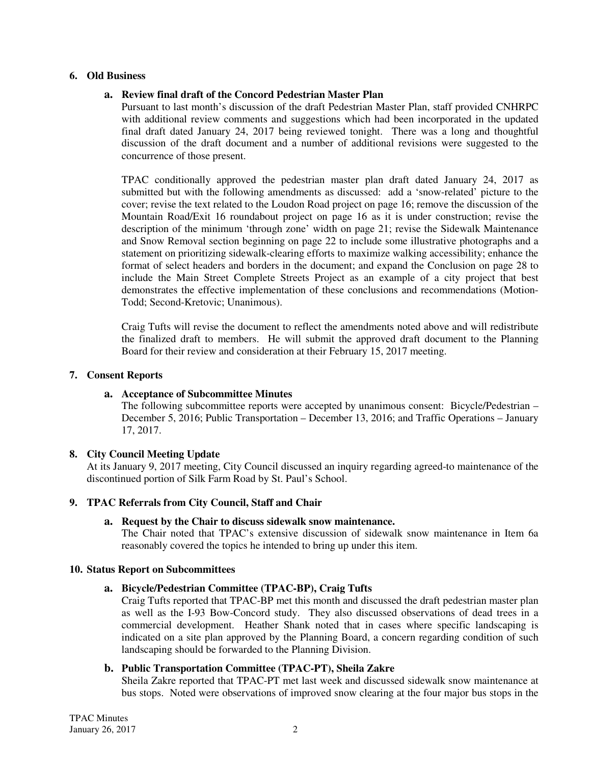**6. Old Business**

**a. Review final draft of the Concord Pedestrian Master Plan**

Pursuant to last month's discussion of the draft Pedestrian Master Plan, staff provided CNHRPC with additional review comments and suggestions which had been incorporated in the updated final draft dated January 24, 2017 being reviewed tonight. There was a long and thoughtful discussion of the draft document and a number of additional revisions were suggested to the concurrence of those present.

TPAC conditionally approved the pedestrian master plan draft dated January 24, 2017 as submitted but with the following amendments as discussed: add a 'snow-related' picture to the cover; revise the text related to the Loudon Road project on page 16; remove the discussion of the Mountain Road/Exit 16 roundabout project on page 16 as it is under construction; revise the description of the minimum 'through zone' width on page 21; revise the Sidewalk Maintenance and Snow Removal section beginning on page 22 to include some illustrative photographs and a statement on prioritizing sidewalk-clearing efforts to maximize walking accessibility; enhance the format of select headers and borders in the document; and expand the Conclusion on page 28 to include the Main Street Complete Streets Project as an example of a city project that best demonstrates the effective implementation of these conclusions and recommendations (Motion-Todd; Second-Kretovic; Unanimous).

Craig Tufts will revise the document to reflect the amendments noted above and will redistribute the finalized draft to members. He will submit the approved draft document to the Planning Board for their review and consideration at their February 15, 2017 meeting.

**7. Consent Reports**

**a. Acceptance of Subcommittee Minutes**

The following subcommittee reports were accepted by unanimous consent: Bicycle/Pedestrian – December 5, 2016; Public Transportation – December 13, 2016; and Traffic Operations – January 17, 2017.

**8. City Council Meeting Update**

At its January 9, 2017 meeting, City Council discussed an inquiry regarding agreed-to maintenance of the discontinued portion of Silk Farm Road by St. Paul's School.

**9. TPAC Referrals from City Council, Staff and Chair**

**a. Request by the Chair to discuss sidewalk snow maintenance.**

The Chair noted that TPAC's extensive discussion of sidewalk snow maintenance in Item 6a reasonably covered the topics he intended to bring up under this item.

**10. Status Report on Subcommittees**

**a. Bicycle/Pedestrian Committee (TPAC-BP), Craig Tufts**

Craig Tufts reported that TPAC-BP met this month and discussed the draft pedestrian master plan as well as the I-93 Bow-Concord study. They also discussed observations of dead trees in a commercial development. Heather Shank noted that in cases where specific landscaping is indicated on a site plan approved by the Planning Board, a concern regarding condition of such landscaping should be forwarded to the Planning Division.

**b. Public Transportation Committee (TPAC-PT), Sheila Zakre**

Sheila Zakre reported that TPAC-PT met last week and discussed sidewalk snow maintenance at bus stops. Noted were observations of improved snow clearing at the four major bus stops in the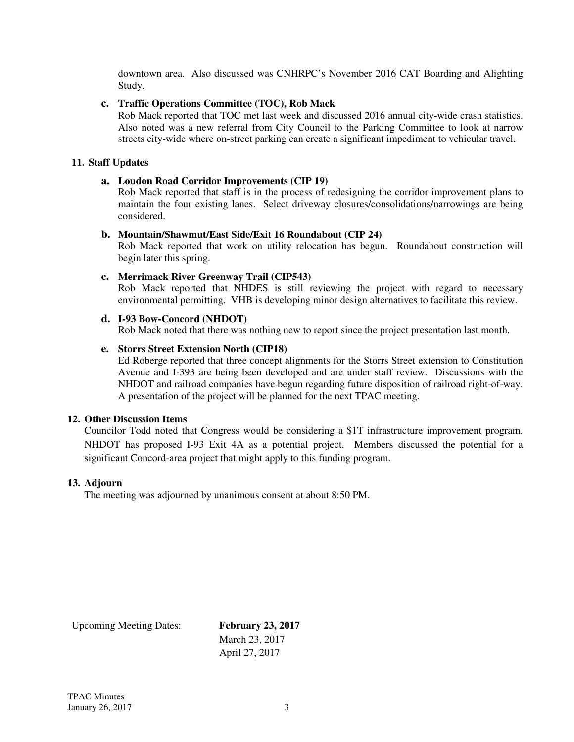downtown area. Also discussed was CNHRPC's November 2016 CAT Boarding and Alighting Study.

**c. Traffic Operations Committee (TOC), Rob Mack**

Rob Mack reported that TOC met last week and discussed 2016 annual city-wide crash statistics. Also noted was a new referral from City Council to the Parking Committee to look at narrow streets city-wide where on-street parking can create a significant impediment to vehicular travel.

## 11. Staff Updates

**a. Loudon Road Corridor Improvements (CIP 19)**

Rob Mack reported that staff is in the process of redesigning the corridor improvement plans to maintain the four existing lanes. Select driveway closures/consolidations/narrowings are being considered.

**b. Mountain/Shawmut/East Side/Exit 16 Roundabout (CIP 24)**

Rob Mack reported that work on utility relocation has begun. Roundabout construction will begin later this spring.

**c. Merrimack River Greenway Trail (CIP543)**

Rob Mack reported that NHDES is still reviewing the project with regard to necessary environmental permitting. VHB is developing minor design alternatives to facilitate this review.

**d. I-93 Bow-Concord (NHDOT)**

Rob Mack noted that there was nothing new to report since the project presentation last month.

**e. Storrs Street Extension North (CIP18)**

Ed Roberge reported that three concept alignments for the Storrs Street extension to Constitution Avenue and I-393 are being been developed and are under staff review. Discussions with the NHDOT and railroad companies have begun regarding future disposition of railroad right-of-way. A presentation of the project will be planned for the next TPAC meeting.

## 12. Other Discussion Items

Councilor Todd noted that Congress would be considering a $1T infrastructure improvement program. NHDOT has proposed I-93 Exit 4A as a potential project. Members discussed the potential for a significant Concord-area project that might apply to this funding program.

## 13. Adjourn

The meeting was adjourned by unanimous consent at about 8:50 PM.

Upcoming Meeting Dates: **February 23, 2017**
March 23, 2017
April 27, 2017